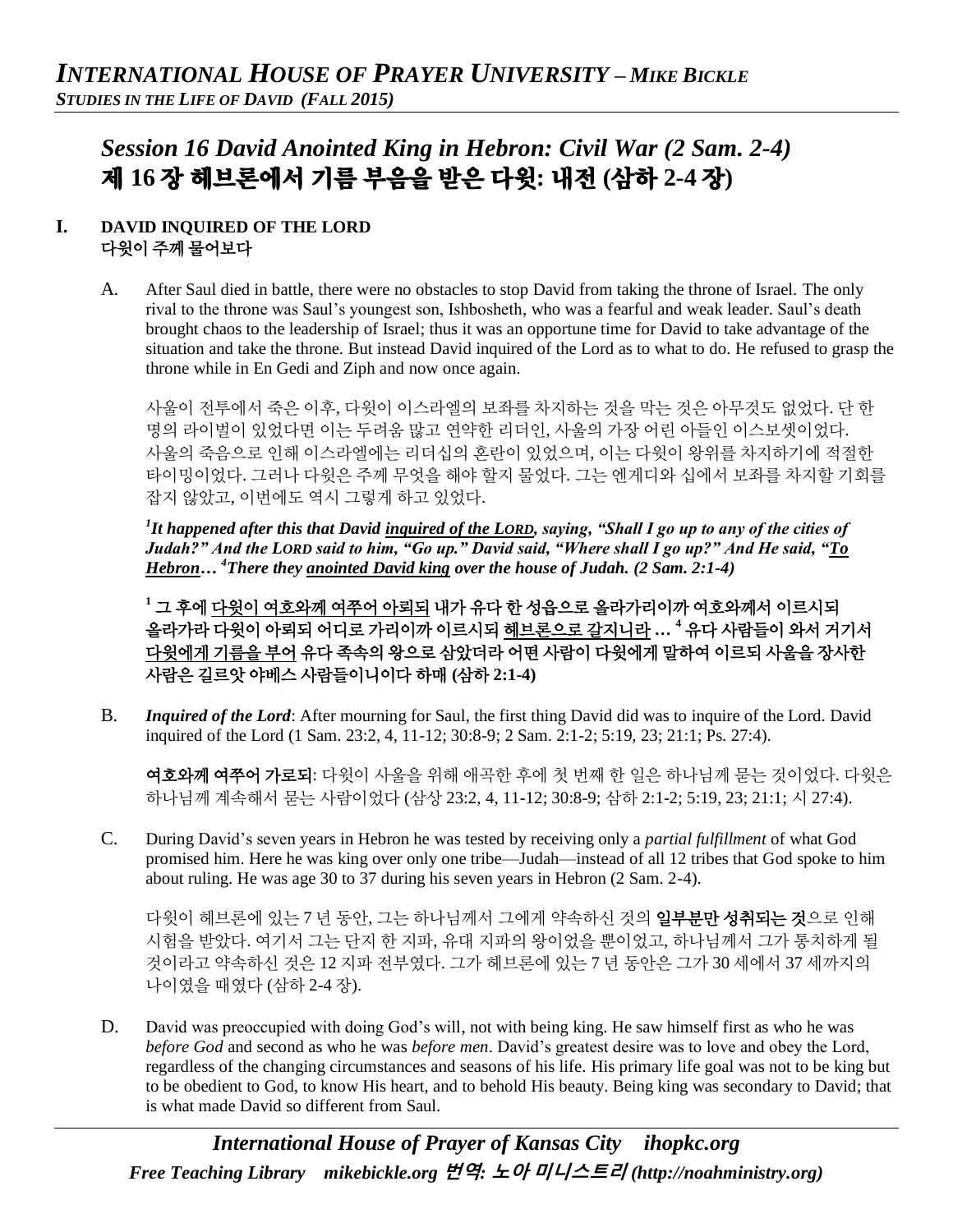# *Session 16 David Anointed King in Hebron: Civil War (2 Sam. 2-4)*
# 제 16 장 헤브론에서 기름 부음을 받은 다윗: 내전 (삼하 2-4 장)

## I. DAVID INQUIRED OF THE LORD
## 다윗이 주께 물어보다

A. After Saul died in battle, there were no obstacles to stop David from taking the throne of Israel. The only rival to the throne was Saul's youngest son, Ishbosheth, who was a fearful and weak leader. Saul's death brought chaos to the leadership of Israel; thus it was an opportune time for David to take advantage of the situation and take the throne. But instead David inquired of the Lord as to what to do. He refused to grasp the throne while in En Gedi and Ziph and now once again.

사울이 전투에서 죽은 이후, 다윗이 이스라엘의 보좌를 차지하는 것을 막는 것은 아무것도 없었다. 단 한 명의 라이벌이 있었다면 이는 두려움 많고 연약한 리더인, 사울의 가장 어린 아들인 이스보셋이었다. 사울의 죽음으로 인해 이스라엘에는 리더십의 혼란이 있었으며, 이는 다윗이 왕위를 차지하기에 적절한 타이밍이었다. 그러나 다윗은 주께 무엇을 해야 할지 물었다. 그는 엔게디와 십에서 보좌를 차지할 기회를 잡지 않았고, 이번에도 역시 그렇게 하고 있었다.

***[1]It happened after this that David <u>inquired of the LORD</u>, saying, "Shall I go up to any of the cities of Judah?" And the LORD said to him, "Go up." David said, "Where shall I go up?" And He said, "<u>To Hebron</u>… [4]There they <u>anointed David king</u> over the house of Judah. (2 Sam. 2:1-4)***

**[1] 그 후에 <u>다윗이 여호와께 여쭈어 아뢰되</u> 내가 유다 한 성읍으로 올라가리이까 여호와께서 이르시되 올라가라 다윗이 아뢰되 어디로 가리이까 이르시되 <u>헤브론으로 갈지니라</u> … [4] 유다 사람들이 와서 거기서 <u>다윗에게 기름을 부어</u> 유다 족속의 왕으로 삼았더라 어떤 사람이 다윗에게 말하여 이르되 사울을 장사한 사람은 길르앗 야베스 사람들이니이다 하매 (삼하 2:1-4)**

B. ***Inquired of the Lord***: After mourning for Saul, the first thing David did was to inquire of the Lord. David inquired of the Lord (1 Sam. 23:2, 4, 11-12; 30:8-9; 2 Sam. 2:1-2; 5:19, 23; 21:1; Ps. 27:4).

**여호와께 여쭈어 가로되**: 다윗이 사울을 위해 애곡한 후에 첫 번째 한 일은 하나님께 묻는 것이었다. 다윗은 하나님께 계속해서 묻는 사람이었다 (삼상 23:2, 4, 11-12; 30:8-9; 삼하 2:1-2; 5:19, 23; 21:1; 시 27:4).

C. During David's seven years in Hebron he was tested by receiving only a *partial fulfillment* of what God promised him. Here he was king over only one tribe—Judah—instead of all 12 tribes that God spoke to him about ruling. He was age 30 to 37 during his seven years in Hebron (2 Sam. 2-4).

다윗이 헤브론에 있는 7 년 동안, 그는 하나님께서 그에게 약속하신 것의 **일부분만 성취되는 것**으로 인해 시험을 받았다. 여기서 그는 단지 한 지파, 유대 지파의 왕이었을 뿐이었고, 하나님께서 그가 통치하게 될 것이라고 약속하신 것은 12 지파 전부였다. 그가 헤브론에 있는 7 년 동안은 그가 30 세에서 37 세까지의 나이였을 때였다 (삼하 2-4 장).

D. David was preoccupied with doing God's will, not with being king. He saw himself first as who he was *before God* and second as who he was *before men*. David's greatest desire was to love and obey the Lord, regardless of the changing circumstances and seasons of his life. His primary life goal was not to be king but to be obedient to God, to know His heart, and to behold His beauty. Being king was secondary to David; that is what made David so different from Saul.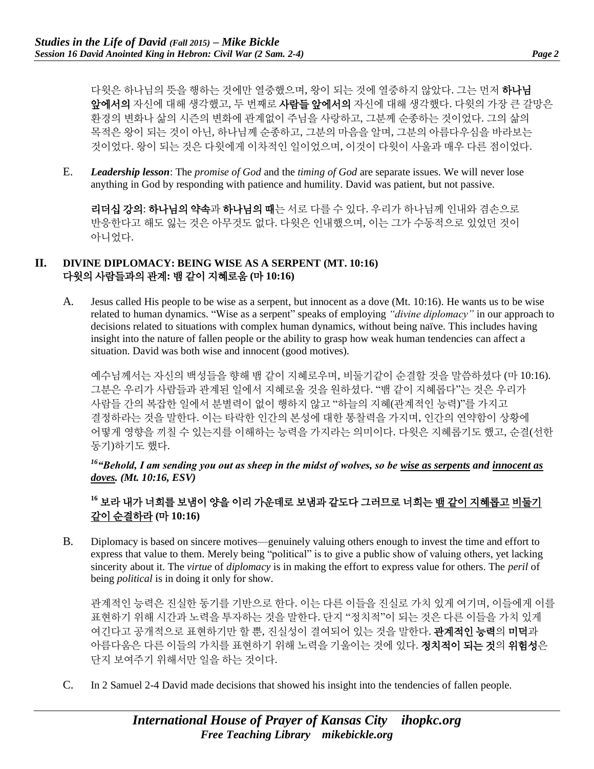다윗은 하나님의 뜻을 행하는 것에만 열중했으며, 왕이 되는 것에 열중하지 않았다. 그는 먼저 **하나님 앞에서의** 자신에 대해 생각했고, 두 번째로 **사람들 앞에서의** 자신에 대해 생각했다. 다윗의 가장 큰 갈망은 환경의 변화나 삶의 시즌의 변화에 관계없이 주님을 사랑하고, 그분께 순종하는 것이었다. 그의 삶의 목적은 왕이 되는 것이 아닌, 하나님께 순종하고, 그분의 마음을 알며, 그분의 아름다우심을 바라보는 것이었다. 왕이 되는 것은 다윗에게 이차적인 일이었으며, 이것이 다윗이 사울과 매우 다른 점이었다.

E. ***Leadership lesson***: The *promise of God* and the *timing of God* are separate issues. We will never lose anything in God by responding with patience and humility. David was patient, but not passive.

**리더십 강의**: **하나님의 약속**과 **하나님의 때**는 서로 다를 수 있다. 우리가 하나님께 인내와 겸손으로 반응한다고 해도 잃는 것은 아무것도 없다. 다윗은 인내했으며, 이는 그가 수동적으로 있었던 것이 아니었다.

## II. DIVINE DIPLOMACY: BEING WISE AS A SERPENT (MT. 10:16)
## 다윗의 사람들과의 관계: 뱀 같이 지혜로움 (마 10:16)

A. Jesus called His people to be wise as a serpent, but innocent as a dove (Mt. 10:16). He wants us to be wise related to human dynamics. "Wise as a serpent" speaks of employing *"divine diplomacy"* in our approach to decisions related to situations with complex human dynamics, without being naïve. This includes having insight into the nature of fallen people or the ability to grasp how weak human tendencies can affect a situation. David was both wise and innocent (good motives).

예수님께서는 자신의 백성들을 향해 뱀 같이 지혜로우며, 비둘기같이 순결할 것을 말씀하셨다 (마 10:16). 그분은 우리가 사람들과 관계된 일에서 지혜로울 것을 원하셨다. "뱀 같이 지혜롭다"는 것은 우리가 사람들 간의 복잡한 일에서 분별력이 없이 행하지 않고 "하늘의 지혜(관계적인 능력)"를 가지고 결정하라는 것을 말한다. 이는 타락한 인간의 본성에 대한 통찰력을 가지며, 인간의 연약함이 상황에 어떻게 영향을 끼칠 수 있는지를 이해하는 능력을 가지라는 의미이다. 다윗은 지혜롭기도 했고, 순결(선한 동기)하기도 했다.

***[16] "Behold, I am sending you out as sheep in the midst of wolves, so be <u>wise as serpents</u> and <u>innocent as doves</u>. (Mt. 10:16, ESV)***

**[16] 보라 내가 너희를 보냄이 양을 이리 가운데로 보냄과 같도다 그러므로 너희는 <u>뱀 같이 지혜롭고</u> <u>비둘기 같이 순결하라</u> (마 10:16)**

B. Diplomacy is based on sincere motives—genuinely valuing others enough to invest the time and effort to express that value to them. Merely being "political" is to give a public show of valuing others, yet lacking sincerity about it. The *virtue* of *diplomacy* is in making the effort to express value for others. The *peril* of being *political* is in doing it only for show.

관계적인 능력은 진실한 동기를 기반으로 한다. 이는 다른 이들을 진실로 가치 있게 여기며, 이들에게 이를 표현하기 위해 시간과 노력을 투자하는 것을 말한다. 단지 "정치적"이 되는 것은 다른 이들을 가치 있게 여긴다고 공개적으로 표현하기만 할 뿐, 진실성이 결여되어 있는 것을 말한다. **관계적인 능력**의 **미덕**과 아름다움은 다른 이들의 가치를 표현하기 위해 노력을 기울이는 것에 있다. **정치적이 되는 것**의 **위험성**은 단지 보여주기 위해서만 일을 하는 것이다.

C. In 2 Samuel 2-4 David made decisions that showed his insight into the tendencies of fallen people.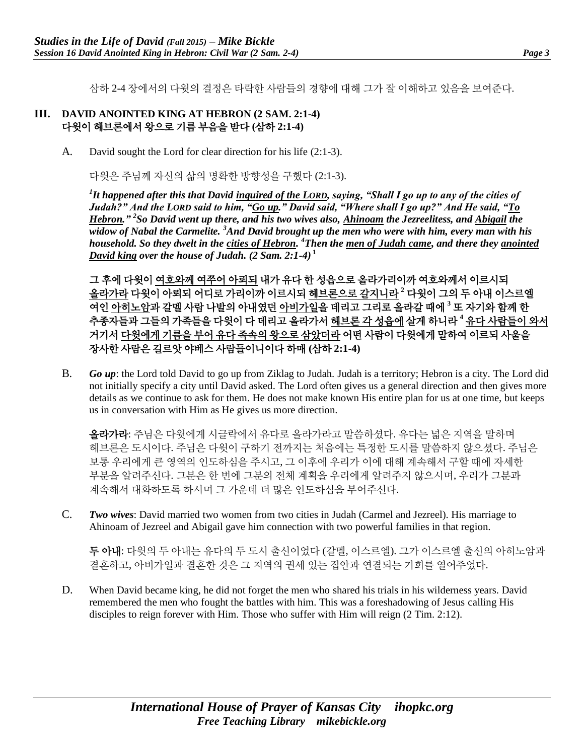삼하 2-4 장에서의 다윗의 결정은 타락한 사람들의 경향에 대해 그가 잘 이해하고 있음을 보여준다.

## III. DAVID ANOINTED KING AT HEBRON (2 SAM. 2:1-4) 다윗이 헤브론에서 왕으로 기름 부음을 받다 (삼하 2:1-4)

A. David sought the Lord for clear direction for his life (2:1-3).

다윗은 주님께 자신의 삶의 명확한 방향성을 구했다 (2:1-3).

***[1]It happened after this that David inquired of the LORD, saying, "Shall I go up to any of the cities of Judah?" And the LORD said to him, "Go up." David said, "Where shall I go up?" And He said, "To Hebron." [2]So David went up there, and his two wives also, Ahinoam the Jezreelitess, and Abigail the widow of Nabal the Carmelite. [3]And David brought up the men who were with him, every man with his household. So they dwelt in the cities of Hebron. [4]Then the men of Judah came, and there they anointed David king over the house of Judah. (2 Sam. 2:1-4)*** [1]

**그 후에 다윗이 여호와께 여쭈어 아뢰되 내가 유다 한 성읍으로 올라가리이까 여호와께서 이르시되 올라가라 다윗이 아뢰되 어디로 가리이까 이르시되 헤브론으로 갈지니라 [2] 다윗이 그의 두 아내 이스르엘 여인 아히노암과 갈멜 사람 나발의 아내였던 아비가일을 데리고 그리로 올라갈 때에 [3] 또 자기와 함께 한 추종자들과 그들의 가족들을 다윗이 다 데리고 올라가서 헤브론 각 성읍에 살게 하니라 [4] 유다 사람들이 와서 거기서 다윗에게 기름을 부어 유다 족속의 왕으로 삼았더라 어떤 사람이 다윗에게 말하여 이르되 사울을 장사한 사람은 길르앗 야베스 사람들이니이다 하매 (삼하 2:1-4)**

B. ***Go up***: the Lord told David to go up from Ziklag to Judah. Judah is a territory; Hebron is a city. The Lord did not initially specify a city until David asked. The Lord often gives us a general direction and then gives more details as we continue to ask for them. He does not make known His entire plan for us at one time, but keeps us in conversation with Him as He gives us more direction.

**올라가라**: 주님은 다윗에게 시글락에서 유다로 올라가라고 말씀하셨다. 유다는 넓은 지역을 말하며 헤브론은 도시이다. 주님은 다윗이 구하기 전까지는 처음에는 특정한 도시를 말씀하지 않으셨다. 주님은 보통 우리에게 큰 영역의 인도하심을 주시고, 그 이후에 우리가 이에 대해 계속해서 구할 때에 자세한 부분을 알려주신다. 그분은 한 번에 그분의 전체 계획을 우리에게 알려주지 않으시며, 우리가 그분과 계속해서 대화하도록 하시며 그 가운데 더 많은 인도하심을 부어주신다.

C. ***Two wives***: David married two women from two cities in Judah (Carmel and Jezreel). His marriage to Ahinoam of Jezreel and Abigail gave him connection with two powerful families in that region.

**두 아내**: 다윗의 두 아내는 유다의 두 도시 출신이었다 (갈멜, 이스르엘). 그가 이스르엘 출신의 아히노암과 결혼하고, 아비가일과 결혼한 것은 그 지역의 권세 있는 집안과 연결되는 기회를 열어주었다.

D. When David became king, he did not forget the men who shared his trials in his wilderness years. David remembered the men who fought the battles with him. This was a foreshadowing of Jesus calling His disciples to reign forever with Him. Those who suffer with Him will reign (2 Tim. 2:12).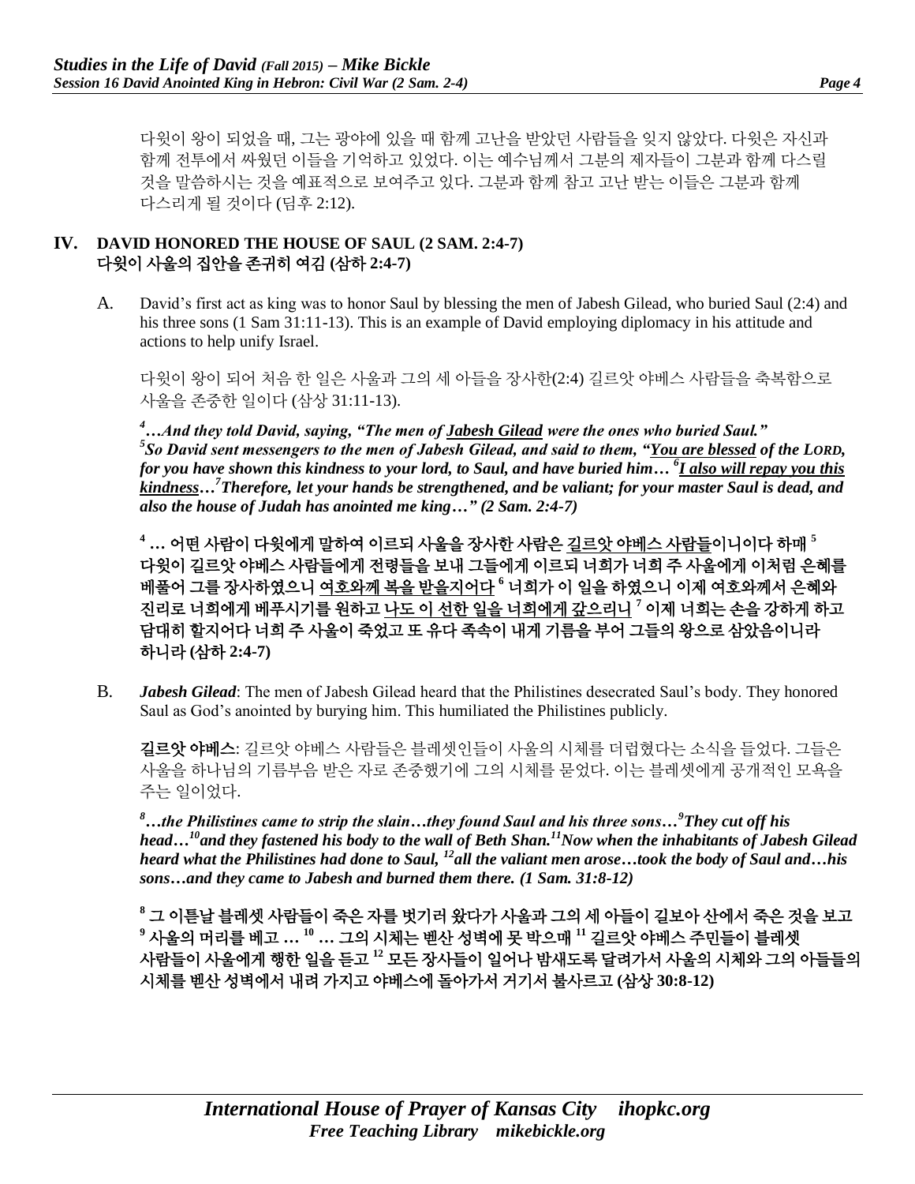다윗이 왕이 되었을 때, 그는 광야에 있을 때 함께 고난을 받았던 사람들을 잊지 않았다. 다윗은 자신과 함께 전투에서 싸웠던 이들을 기억하고 있었다. 이는 예수님께서 그분의 제자들이 그분과 함께 다스릴 것을 말씀하시는 것을 예표적으로 보여주고 있다. 그분과 함께 참고 고난 받는 이들은 그분과 함께 다스리게 될 것이다 (딤후 2:12).

## IV. DAVID HONORED THE HOUSE OF SAUL (2 SAM. 2:4-7) 다윗이 사울의 집안을 존귀히 여김 (삼하 2:4-7)

A. David's first act as king was to honor Saul by blessing the men of Jabesh Gilead, who buried Saul (2:4) and his three sons (1 Sam 31:11-13). This is an example of David employing diplomacy in his attitude and actions to help unify Israel.

다윗이 왕이 되어 처음 한 일은 사울과 그의 세 아들을 장사한(2:4) 길르앗 야베스 사람들을 축복함으로 사울을 존중한 일이다 (삼상 31:11-13).

***[4]…And they told David, saying, "The men of Jabesh Gilead were the ones who buried Saul." [5]So David sent messengers to the men of Jabesh Gilead, and said to them, "You are blessed of the LORD, for you have shown this kindness to your lord, to Saul, and have buried him… [6]I also will repay you this kindness…[7]Therefore, let your hands be strengthened, and be valiant; for your master Saul is dead, and also the house of Judah has anointed me king…" (2 Sam. 2:4-7)***

**[4] … 어떤 사람이 다윗에게 말하여 이르되 사울을 장사한 사람은 길르앗 야베스 사람들이니이다 하매 [5] 다윗이 길르앗 야베스 사람들에게 전령들을 보내 그들에게 이르되 너희가 너희 주 사울에게 이처럼 은혜를 베풀어 그를 장사하였으니 여호와께 복을 받을지어다 [6] 너희가 이 일을 하였으니 이제 여호와께서 은혜와 진리로 너희에게 베푸시기를 원하고 나도 이 선한 일을 너희에게 갚으리니 [7] 이제 너희는 손을 강하게 하고 담대히 할지어다 너희 주 사울이 죽었고 또 유다 족속이 내게 기름을 부어 그들의 왕으로 삼았음이니라 하니라 (삼하 2:4-7)**

B. ***Jabesh Gilead***: The men of Jabesh Gilead heard that the Philistines desecrated Saul's body. They honored Saul as God's anointed by burying him. This humiliated the Philistines publicly.

**길르앗 야베스**: 길르앗 야베스 사람들은 블레셋인들이 사울의 시체를 더럽혔다는 소식을 들었다. 그들은 사울을 하나님의 기름부음 받은 자로 존중했기에 그의 시체를 묻었다. 이는 블레셋에게 공개적인 모욕을 주는 일이었다.

***[8]…the Philistines came to strip the slain…they found Saul and his three sons…[9]They cut off his head…[10]and they fastened his body to the wall of Beth Shan.[11]Now when the inhabitants of Jabesh Gilead heard what the Philistines had done to Saul, [12]all the valiant men arose…took the body of Saul and…his sons…and they came to Jabesh and burned them there. (1 Sam. 31:8-12)***

**[8] 그 이튿날 블레셋 사람들이 죽은 자를 벗기러 왔다가 사울과 그의 세 아들이 길보아 산에서 죽은 것을 보고 [9] 사울의 머리를 베고 … [10] … 그의 시체는 벧산 성벽에 못 박으매 [11] 길르앗 야베스 주민들이 블레셋 사람들이 사울에게 행한 일을 듣고 [12] 모든 장사들이 일어나 밤새도록 달려가서 사울의 시체와 그의 아들들의 시체를 벧산 성벽에서 내려 가지고 야베스에 돌아가서 거기서 불사르고 (삼상 30:8-12)**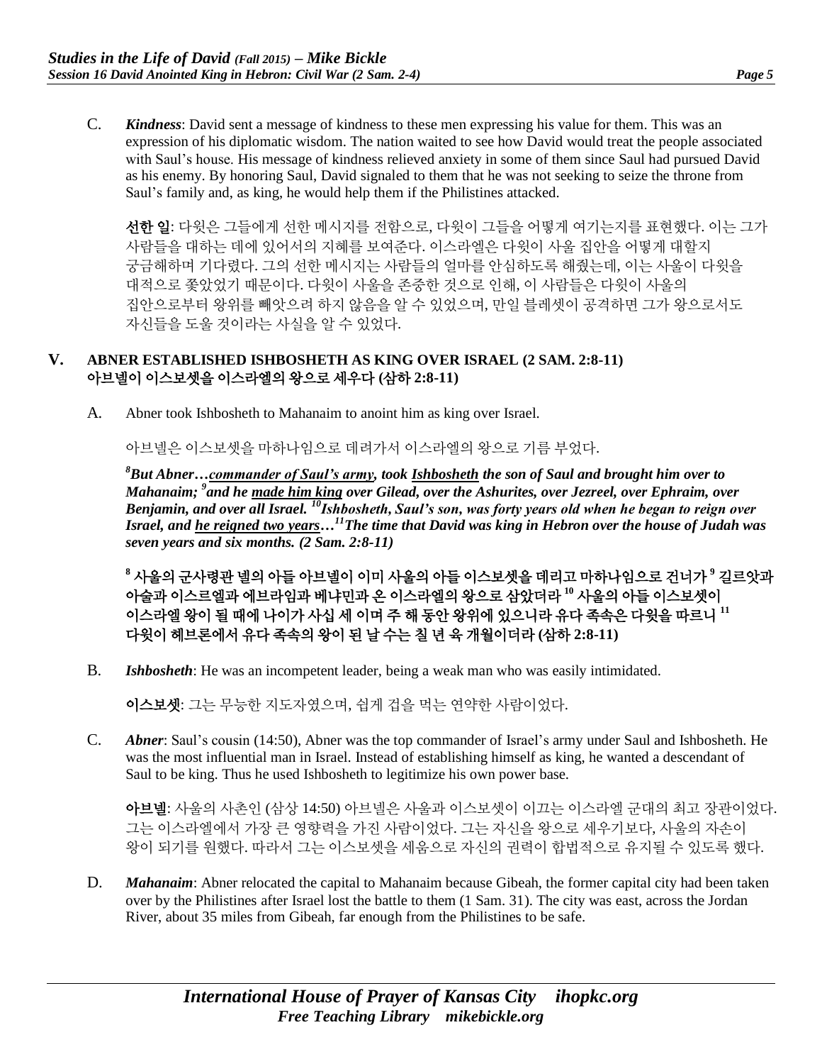C. ***Kindness***: David sent a message of kindness to these men expressing his value for them. This was an expression of his diplomatic wisdom. The nation waited to see how David would treat the people associated with Saul's house. His message of kindness relieved anxiety in some of them since Saul had pursued David as his enemy. By honoring Saul, David signaled to them that he was not seeking to seize the throne from Saul's family and, as king, he would help them if the Philistines attacked.

**선한 일**: 다윗은 그들에게 선한 메시지를 전함으로, 다윗이 그들을 어떻게 여기는지를 표현했다. 이는 그가 사람들을 대하는 데에 있어서의 지혜를 보여준다. 이스라엘은 다윗이 사울 집안을 어떻게 대할지 궁금해하며 기다렸다. 그의 선한 메시지는 사람들의 얼마를 안심하도록 해줬는데, 이는 사울이 다윗을 대적으로 쫓았었기 때문이다. 다윗이 사울을 존중한 것으로 인해, 이 사람들은 다윗이 사울의 집안으로부터 왕위를 빼앗으려 하지 않음을 알 수 있었으며, 만일 블레셋이 공격하면 그가 왕으로서도 자신들을 도울 것이라는 사실을 알 수 있었다.

## V. ABNER ESTABLISHED ISHBOSHETH AS KING OVER ISRAEL (2 SAM. 2:8-11) 아브넬이 이스보셋을 이스라엘의 왕으로 세우다 (삼하 2:8-11)

A. Abner took Ishbosheth to Mahanaim to anoint him as king over Israel.

아브넬은 이스보셋을 마하나임으로 데려가서 이스라엘의 왕으로 기름 부었다.

***[8]But Abner…<u>commander of Saul's army</u>, took <u>Ishbosheth</u> the son of Saul and brought him over to Mahanaim; [9]and he <u>made him king</u> over Gilead, over the Ashurites, over Jezreel, over Ephraim, over Benjamin, and over all Israel. [10]Ishbosheth, Saul's son, was forty years old when he began to reign over Israel, and <u>he reigned two years</u>…[11]The time that David was king in Hebron over the house of Judah was seven years and six months. (2 Sam. 2:8-11)***

**[8] 사울의 군사령관 넬의 아들 아브넬이 이미 사울의 아들 이스보셋을 데리고 마하나임으로 건너가 [9] 길르앗과 아술과 이스르엘과 에브라임과 베냐민과 온 이스라엘의 왕으로 삼았더라 [10] 사울의 아들 이스보셋이 이스라엘 왕이 될 때에 나이가 사십 세 이며 주 해 동안 왕위에 있으니라 유다 족속은 다윗을 따르니 [11] 다윗이 헤브론에서 유다 족속의 왕이 된 날 수는 칠 년 육 개월이더라 (삼하 2:8-11)**

B. ***Ishbosheth***: He was an incompetent leader, being a weak man who was easily intimidated.

**이스보셋**: 그는 무능한 지도자였으며, 쉽게 겁을 먹는 연약한 사람이었다.

C. ***Abner***: Saul's cousin (14:50), Abner was the top commander of Israel's army under Saul and Ishbosheth. He was the most influential man in Israel. Instead of establishing himself as king, he wanted a descendant of Saul to be king. Thus he used Ishbosheth to legitimize his own power base.

**아브넬**: 사울의 사촌인 (삼상 14:50) 아브넬은 사울과 이스보셋이 이끄는 이스라엘 군대의 최고 장관이었다. 그는 이스라엘에서 가장 큰 영향력을 가진 사람이었다. 그는 자신을 왕으로 세우기보다, 사울의 자손이 왕이 되기를 원했다. 따라서 그는 이스보셋을 세움으로 자신의 권력이 합법적으로 유지될 수 있도록 했다.

D. ***Mahanaim***: Abner relocated the capital to Mahanaim because Gibeah, the former capital city had been taken over by the Philistines after Israel lost the battle to them (1 Sam. 31). The city was east, across the Jordan River, about 35 miles from Gibeah, far enough from the Philistines to be safe.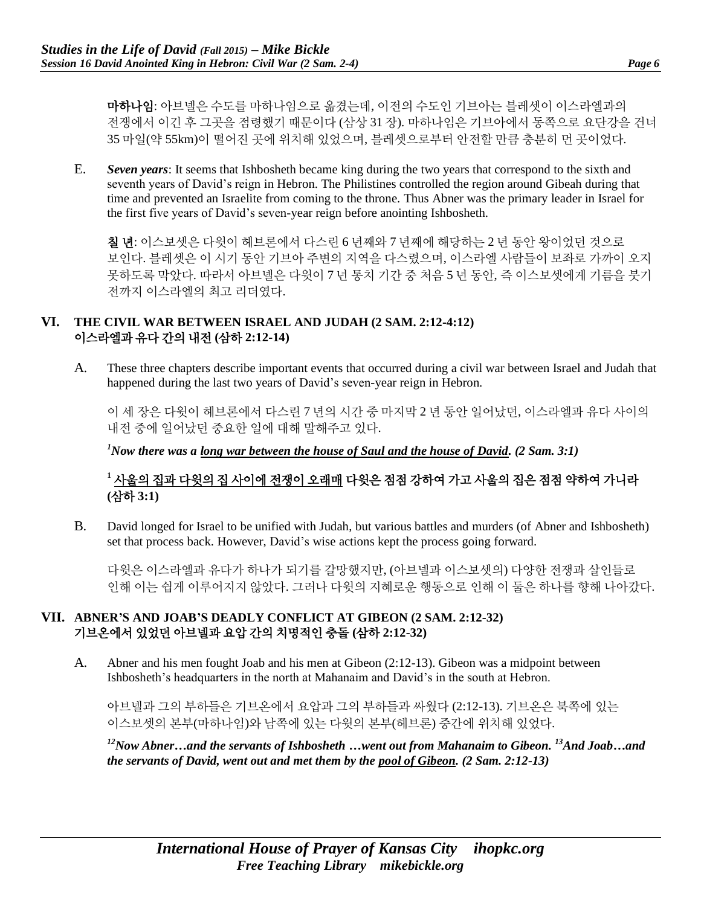**마하나임**: 아브넬은 수도를 마하나임으로 옮겼는데, 이전의 수도인 기브아는 블레셋이 이스라엘과의 전쟁에서 이긴 후 그곳을 점령했기 때문이다 (삼상 31 장). 마하나임은 기브아에서 동쪽으로 요단강을 건너 35 마일(약 55km)이 떨어진 곳에 위치해 있었으며, 블레셋으로부터 안전할 만큼 충분히 먼 곳이었다.

E. ***Seven years***: It seems that Ishbosheth became king during the two years that correspond to the sixth and seventh years of David's reign in Hebron. The Philistines controlled the region around Gibeah during that time and prevented an Israelite from coming to the throne. Thus Abner was the primary leader in Israel for the first five years of David's seven-year reign before anointing Ishbosheth.

**칠 년**: 이스보셋은 다윗이 헤브론에서 다스린 6 년째와 7 년째에 해당하는 2 년 동안 왕이었던 것으로 보인다. 블레셋은 이 시기 동안 기브아 주변의 지역을 다스렸으며, 이스라엘 사람들이 보좌로 가까이 오지 못하도록 막았다. 따라서 아브넬은 다윗이 7 년 통치 기간 중 처음 5 년 동안, 즉 이스보셋에게 기름을 붓기 전까지 이스라엘의 최고 리더였다.

## VI. THE CIVIL WAR BETWEEN ISRAEL AND JUDAH (2 SAM. 2:12-4:12) 이스라엘과 유다 간의 내전 (삼하 2:12-14)

A. These three chapters describe important events that occurred during a civil war between Israel and Judah that happened during the last two years of David's seven-year reign in Hebron.

이 세 장은 다윗이 헤브론에서 다스린 7 년의 시간 중 마지막 2 년 동안 일어났던, 이스라엘과 유다 사이의 내전 중에 일어났던 중요한 일에 대해 말해주고 있다.

***[1]Now there was a <u>long war between the house of Saul and the house of David</u>. (2 Sam. 3:1)***

**[1] <u>사울의 집과 다윗의 집 사이에 전쟁이 오래매</u> 다윗은 점점 강하여 가고 사울의 집은 점점 약하여 가니라 (삼하 3:1)**

B. David longed for Israel to be unified with Judah, but various battles and murders (of Abner and Ishbosheth) set that process back. However, David's wise actions kept the process going forward.

다윗은 이스라엘과 유다가 하나가 되기를 갈망했지만, (아브넬과 이스보셋의) 다양한 전쟁과 살인들로 인해 이는 쉽게 이루어지지 않았다. 그러나 다윗의 지혜로운 행동으로 인해 이 둘은 하나를 향해 나아갔다.

## VII. ABNER'S AND JOAB'S DEADLY CONFLICT AT GIBEON (2 SAM. 2:12-32) 기브온에서 있었던 아브넬과 요압 간의 치명적인 충돌 (삼하 2:12-32)

A. Abner and his men fought Joab and his men at Gibeon (2:12-13). Gibeon was a midpoint between Ishbosheth's headquarters in the north at Mahanaim and David's in the south at Hebron.

아브넬과 그의 부하들은 기브온에서 요압과 그의 부하들과 싸웠다 (2:12-13). 기브온은 북쪽에 있는 이스보셋의 본부(마하나임)와 남쪽에 있는 다윗의 본부(헤브론) 중간에 위치해 있었다.

***[12]Now Abner…and the servants of Ishbosheth …went out from Mahanaim to Gibeon. [13]And Joab…and the servants of David, went out and met them by the <u>pool of Gibeon</u>. (2 Sam. 2:12-13)***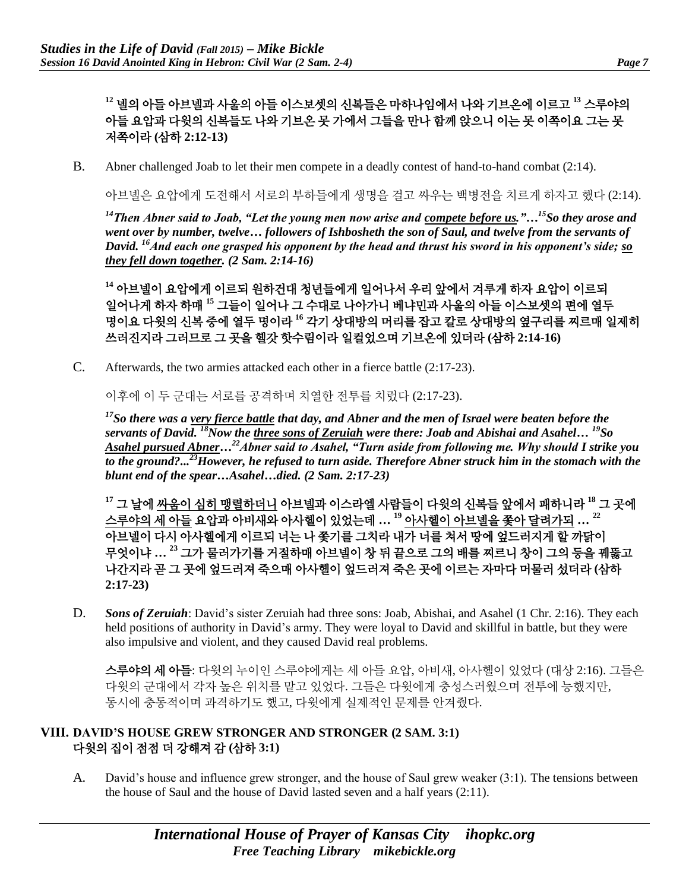**[12] 넬의 아들 아브넬과 사울의 아들 이스보셋의 신복들은 마하나임에서 나와 기브온에 이르고 [13] 스루야의 아들 요압과 다윗의 신복들도 나와 기브온 못 가에서 그들을 만나 함께 앉으니 이는 못 이쪽이요 그는 못 저쪽이라 (삼하 2:12-13)**

B. Abner challenged Joab to let their men compete in a deadly contest of hand-to-hand combat (2:14).

아브넬은 요압에게 도전해서 서로의 부하들에게 생명을 걸고 싸우는 백병전을 치르게 하자고 했다 (2:14).

***[14]Then Abner said to Joab, "Let the young men now arise and <u>compete before us</u>."…[15]So they arose and went over by number, twelve… followers of Ishbosheth the son of Saul, and twelve from the servants of David. [16]And each one grasped his opponent by the head and thrust his sword in his opponent's side; <u>so they fell down together</u>. (2 Sam. 2:14-16)***

**[14] 아브넬이 요압에게 이르되 원하건대 청년들에게 일어나서 우리 앞에서 겨루게 하자 요압이 이르되 일어나게 하자 하매 [15] 그들이 일어나 그 수대로 나아가니 베냐민과 사울의 아들 이스보셋의 편에 열두 명이요 다윗의 신복 중에 열두 명이라 [16] 각기 상대방의 머리를 잡고 칼로 상대방의 옆구리를 찌르매 일제히 쓰러진지라 그러므로 그 곳을 헬갓 핫수림이라 일컬었으며 기브온에 있더라 (삼하 2:14-16)**

C. Afterwards, the two armies attacked each other in a fierce battle (2:17-23).

이후에 이 두 군대는 서로를 공격하며 치열한 전투를 치렀다 (2:17-23).

***[17]So there was a <u>very fierce battle</u> that day, and Abner and the men of Israel were beaten before the servants of David. [18]Now the <u>three sons of Zeruiah</u> were there: Joab and Abishai and Asahel… [19]So <u>Asahel pursued Abner</u>…[22]Abner said to Asahel, "Turn aside from following me. Why should I strike you to the ground?...[23]However, he refused to turn aside. Therefore Abner struck him in the stomach with the blunt end of the spear…Asahel…died. (2 Sam. 2:17-23)***

**[17] 그 날에 <u>싸움이 심히 맹렬하더니</u> 아브넬과 이스라엘 사람들이 다윗의 신복들 앞에서 패하니라 [18] 그 곳에 <u>스루야의 세 아들</u> 요압과 아비새와 아사헬이 있었는데 … [19] <u>아사헬이 아브넬을 쫓아 달려가되</u> … [22] 아브넬이 다시 아사헬에게 이르되 너는 나 쫓기를 그치라 내가 너를 쳐서 땅에 엎드러지게 할 까닭이 무엇이냐 … [23] 그가 물러가기를 거절하매 아브넬이 창 뒤 끝으로 그의 배를 찌르니 창이 그의 등을 꿰뚫고 나간지라 곧 그 곳에 엎드러져 죽으매 아사헬이 엎드러져 죽은 곳에 이르는 자마다 머물러 섰더라 (삼하 2:17-23)**

D. ***Sons of Zeruiah***: David's sister Zeruiah had three sons: Joab, Abishai, and Asahel (1 Chr. 2:16). They each held positions of authority in David's army. They were loyal to David and skillful in battle, but they were also impulsive and violent, and they caused David real problems.

**스루야의 세 아들**: 다윗의 누이인 스루야에게는 세 아들 요압, 아비새, 아사헬이 있었다 (대상 2:16). 그들은 다윗의 군대에서 각자 높은 위치를 맡고 있었다. 그들은 다윗에게 충성스러웠으며 전투에 능했지만, 동시에 충동적이며 과격하기도 했고, 다윗에게 실제적인 문제를 안겨줬다.

## VIII. DAVID'S HOUSE GREW STRONGER AND STRONGER (2 SAM. 3:1)
## 다윗의 집이 점점 더 강해져 감 (삼하 3:1)

A. David's house and influence grew stronger, and the house of Saul grew weaker (3:1). The tensions between the house of Saul and the house of David lasted seven and a half years (2:11).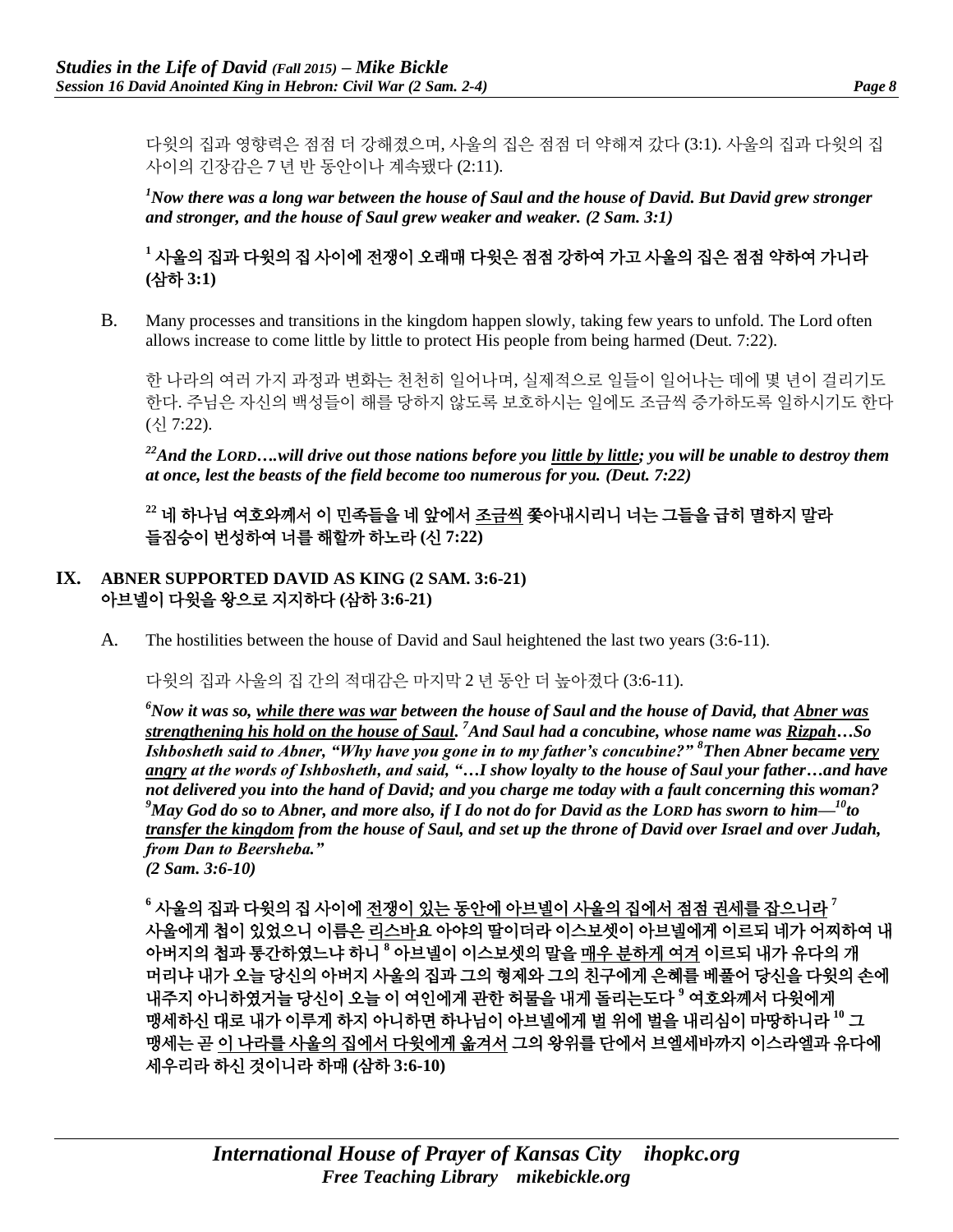다윗의 집과 영향력은 점점 더 강해졌으며, 사울의 집은 점점 더 약해져 갔다 (3:1). 사울의 집과 다윗의 집 사이의 긴장감은 7 년 반 동안이나 계속됐다 (2:11).

***[1]Now there was a long war between the house of Saul and the house of David. But David grew stronger and stronger, and the house of Saul grew weaker and weaker. (2 Sam. 3:1)***

**[1] 사울의 집과 다윗의 집 사이에 전쟁이 오래매 다윗은 점점 강하여 가고 사울의 집은 점점 약하여 가니라 (삼하 3:1)**

B. Many processes and transitions in the kingdom happen slowly, taking few years to unfold. The Lord often allows increase to come little by little to protect His people from being harmed (Deut. 7:22).

한 나라의 여러 가지 과정과 변화는 천천히 일어나며, 실제적으로 일들이 일어나는 데에 몇 년이 걸리기도 한다. 주님은 자신의 백성들이 해를 당하지 않도록 보호하시는 일에도 조금씩 증가하도록 일하시기도 한다 (신 7:22).

***[22]And the LORD….will drive out those nations before you <u>little by little</u>; you will be unable to destroy them at once, lest the beasts of the field become too numerous for you. (Deut. 7:22)***

**[22] 네 하나님 여호와께서 이 민족들을 네 앞에서 <u>조금씩</u> 쫓아내시리니 너는 그들을 급히 멸하지 말라 들짐승이 번성하여 너를 해할까 하노라 (신 7:22)**

## IX. ABNER SUPPORTED DAVID AS KING (2 SAM. 3:6-21) 아브넬이 다윗을 왕으로 지지하다 (삼하 3:6-21)

A. The hostilities between the house of David and Saul heightened the last two years (3:6-11).

다윗의 집과 사울의 집 간의 적대감은 마지막 2 년 동안 더 높아졌다 (3:6-11).

***[6]Now it was so, <u>while there was war</u> between the house of Saul and the house of David, that <u>Abner was strengthening his hold on the house of Saul</u>. [7]And Saul had a concubine, whose name was <u>Rizpah</u>…So Ishbosheth said to Abner, "Why have you gone in to my father's concubine?" [8]Then Abner became <u>very angry</u> at the words of Ishbosheth, and said, "…I show loyalty to the house of Saul your father…and have not delivered you into the hand of David; and you charge me today with a fault concerning this woman? [9]May God do so to Abner, and more also, if I do not do for David as the LORD has sworn to him—[10]to <u>transfer the kingdom</u> from the house of Saul, and set up the throne of David over Israel and over Judah, from Dan to Beersheba."
(2 Sam. 3:6-10)***

**[6] 사울의 집과 다윗의 집 사이에 <u>전쟁이 있는 동안에 아브넬이 사울의 집에서 점점 권세를 잡으니라</u> [7] 사울에게 첩이 있었으니 이름은 <u>리스바</u>요 아야의 딸이더라 이스보셋이 아브넬에게 이르되 네가 어찌하여 내 아버지의 첩과 통간하였느냐 하니 [8] 아브넬이 이스보셋의 말을 <u>매우 분하게 여겨</u> 이르되 내가 유다의 개 머리냐 내가 오늘 당신의 아버지 사울의 집과 그의 형제와 그의 친구에게 은혜를 베풀어 당신을 다윗의 손에 내주지 아니하였거늘 당신이 오늘 이 여인에게 관한 허물을 내게 돌리는도다 [9] 여호와께서 다윗에게 맹세하신 대로 내가 이루게 하지 아니하면 하나님이 아브넬에게 벌 위에 벌을 내리심이 마땅하니라 [10] 그 맹세는 곧 <u>이 나라를 사울의 집에서 다윗에게 옮겨서</u> 그의 왕위를 단에서 브엘세바까지 이스라엘과 유다에 세우리라 하신 것이니라 하매 (삼하 3:6-10)**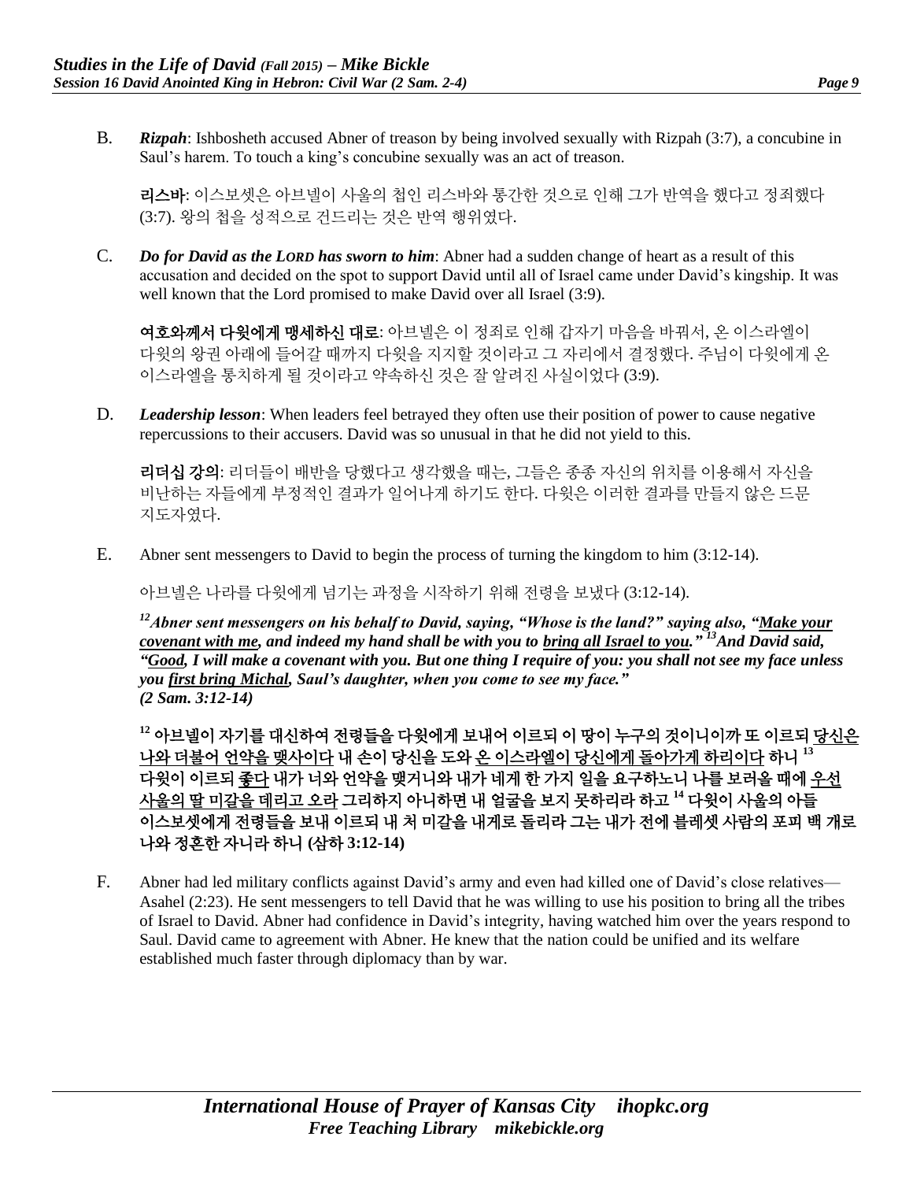B. ***Rizpah***: Ishbosheth accused Abner of treason by being involved sexually with Rizpah (3:7), a concubine in Saul's harem. To touch a king's concubine sexually was an act of treason.

**리스바**: 이스보셋은 아브넬이 사울의 첩인 리스바와 통간한 것으로 인해 그가 반역을 했다고 정죄했다 (3:7). 왕의 첩을 성적으로 건드리는 것은 반역 행위였다.

C. ***Do for David as the LORD has sworn to him***: Abner had a sudden change of heart as a result of this accusation and decided on the spot to support David until all of Israel came under David's kingship. It was well known that the Lord promised to make David over all Israel (3:9).

**여호와께서 다윗에게 맹세하신 대로**: 아브넬은 이 정죄로 인해 갑자기 마음을 바꿔서, 온 이스라엘이 다윗의 왕권 아래에 들어갈 때까지 다윗을 지지할 것이라고 그 자리에서 결정했다. 주님이 다윗에게 온 이스라엘을 통치하게 될 것이라고 약속하신 것은 잘 알려진 사실이었다 (3:9).

D. ***Leadership lesson***: When leaders feel betrayed they often use their position of power to cause negative repercussions to their accusers. David was so unusual in that he did not yield to this.

**리더십 강의**: 리더들이 배반을 당했다고 생각했을 때는, 그들은 종종 자신의 위치를 이용해서 자신을 비난하는 자들에게 부정적인 결과가 일어나게 하기도 한다. 다윗은 이러한 결과를 만들지 않은 드문 지도자였다.

E. Abner sent messengers to David to begin the process of turning the kingdom to him (3:12-14).

아브넬은 나라를 다윗에게 넘기는 과정을 시작하기 위해 전령을 보냈다 (3:12-14).

***[12]Abner sent messengers on his behalf to David, saying, "Whose is the land?" saying also, "<u>Make your covenant with me</u>, and indeed my hand shall be with you to <u>bring all Israel to you</u>." [13]And David said, "<u>Good</u>, I will make a covenant with you. But one thing I require of you: you shall not see my face unless you <u>first bring Michal</u>, Saul's daughter, when you come to see my face."* *(2 Sam. 3:12-14)***

**[12] 아브넬이 자기를 대신하여 전령들을 다윗에게 보내어 이르되 이 땅이 누구의 것이니이까 또 이르되 <u>당신은 나와 더불어 언약을 맺사이다</u> 내 손이 당신을 도와 <u>온 이스라엘이 당신에게 돌아가게 하리이다</u> 하니 [13] 다윗이 이르되 <u>좋다</u> 내가 너와 언약을 맺거니와 내가 네게 한 가지 일을 요구하노니 나를 보러올 때에 <u>우선 사울의 딸 미갈을 데리고 오라</u> 그리하지 아니하면 내 얼굴을 보지 못하리라 하고 [14] 다윗이 사울의 아들 이스보셋에게 전령들을 보내 이르되 내 처 미갈을 내게로 돌리라 그는 내가 전에 블레셋 사람의 포피 백 개로 나와 정혼한 자니라 하니 (삼하 3:12-14)**

F. Abner had led military conflicts against David's army and even had killed one of David's close relatives—Asahel (2:23). He sent messengers to tell David that he was willing to use his position to bring all the tribes of Israel to David. Abner had confidence in David's integrity, having watched him over the years respond to Saul. David came to agreement with Abner. He knew that the nation could be unified and its welfare established much faster through diplomacy than by war.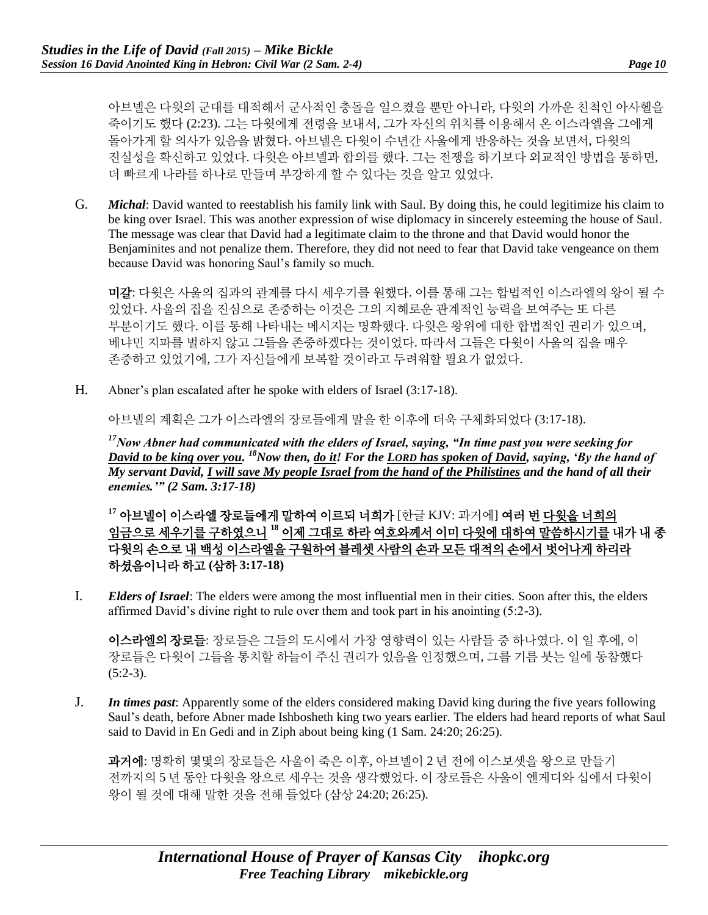아브넬은 다윗의 군대를 대적해서 군사적인 충돌을 일으켰을 뿐만 아니라, 다윗의 가까운 친척인 아사헬을 죽이기도 했다 (2:23). 그는 다윗에게 전령을 보내서, 그가 자신의 위치를 이용해서 온 이스라엘을 그에게 돌아가게 할 의사가 있음을 밝혔다. 아브넬은 다윗이 수년간 사울에게 반응하는 것을 보면서, 다윗의 진실성을 확신하고 있었다. 다윗은 아브넬과 합의를 했다. 그는 전쟁을 하기보다 외교적인 방법을 통하면, 더 빠르게 나라를 하나로 만들며 부강하게 할 수 있다는 것을 알고 있었다.

G. ***Michal***: David wanted to reestablish his family link with Saul. By doing this, he could legitimize his claim to be king over Israel. This was another expression of wise diplomacy in sincerely esteeming the house of Saul. The message was clear that David had a legitimate claim to the throne and that David would honor the Benjaminites and not penalize them. Therefore, they did not need to fear that David take vengeance on them because David was honoring Saul's family so much.

**미갈**: 다윗은 사울의 집과의 관계를 다시 세우기를 원했다. 이를 통해 그는 합법적인 이스라엘의 왕이 될 수 있었다. 사울의 집을 진심으로 존중하는 이것은 그의 지혜로운 관계적인 능력을 보여주는 또 다른 부분이기도 했다. 이를 통해 나타내는 메시지는 명확했다. 다윗은 왕위에 대한 합법적인 권리가 있으며, 베냐민 지파를 벌하지 않고 그들을 존중하겠다는 것이었다. 따라서 그들은 다윗이 사울의 집을 매우 존중하고 있었기에, 그가 자신들에게 보복할 것이라고 두려워할 필요가 없었다.

H. Abner's plan escalated after he spoke with elders of Israel (3:17-18).

아브넬의 계획은 그가 이스라엘의 장로들에게 말을 한 이후에 더욱 구체화되었다 (3:17-18).

***[17]Now Abner had communicated with the elders of Israel, saying, "In time past you were seeking for <u>David to be king over you</u>. [18]Now then, <u>do it</u>! For the <u>LORD has spoken of David</u>, saying, 'By the hand of My servant David, <u>I will save My people Israel from the hand of the Philistines</u> and the hand of all their enemies.'" (2 Sam. 3:17-18)***

**[17] 아브넬이 이스라엘 장로들에게 말하여 이르되 너희가** [한글 KJV: 과거에] **여러 번 <u>다윗을 너희의 임금으로 세우기를 구하였으니</u> [18] 이제 그대로 하라 <u>여호와께서 이미 다윗에 대하여 말씀하시기를</u> 내가 내 종 다윗의 손으로 <u>내 백성 이스라엘을 구원하여 블레셋 사람의 손과 모든 대적의 손에서 벗어나게 하리라</u> 하셨음이니라 하고 (삼하 3:17-18)**

I. ***Elders of Israel***: The elders were among the most influential men in their cities. Soon after this, the elders affirmed David's divine right to rule over them and took part in his anointing (5:2-3).

**이스라엘의 장로들**: 장로들은 그들의 도시에서 가장 영향력이 있는 사람들 중 하나였다. 이 일 후에, 이 장로들은 다윗이 그들을 통치할 하늘이 주신 권리가 있음을 인정했으며, 그를 기름 붓는 일에 동참했다 (5:2-3).

J. ***In times past***: Apparently some of the elders considered making David king during the five years following Saul's death, before Abner made Ishbosheth king two years earlier. The elders had heard reports of what Saul said to David in En Gedi and in Ziph about being king (1 Sam. 24:20; 26:25).

**과거에**: 명확히 몇몇의 장로들은 사울이 죽은 이후, 아브넬이 2 년 전에 이스보셋을 왕으로 만들기 전까지의 5 년 동안 다윗을 왕으로 세우는 것을 생각했었다. 이 장로들은 사울이 엔게디와 십에서 다윗이 왕이 될 것에 대해 말한 것을 전해 들었다 (삼상 24:20; 26:25).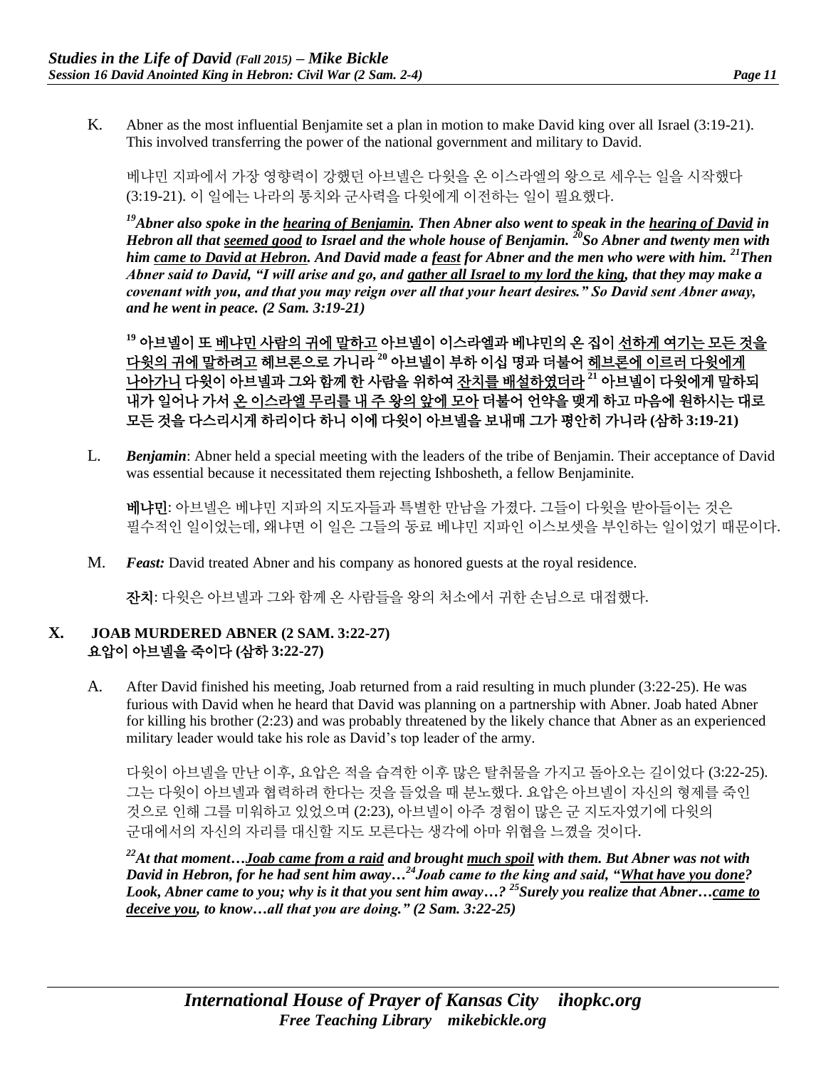K. Abner as the most influential Benjamite set a plan in motion to make David king over all Israel (3:19-21). This involved transferring the power of the national government and military to David.

베냐민 지파에서 가장 영향력이 강했던 아브넬은 다윗을 온 이스라엘의 왕으로 세우는 일을 시작했다 (3:19-21). 이 일에는 나라의 통치와 군사력을 다윗에게 이전하는 일이 필요했다.

***[19]Abner also spoke in the <u>hearing of Benjamin</u>. Then Abner also went to speak in the <u>hearing of David</u> in Hebron all that <u>seemed good</u> to Israel and the whole house of Benjamin. [20]So Abner and twenty men with him <u>came to David at Hebron</u>. And David made a <u>feast</u> for Abner and the men who were with him. [21]Then Abner said to David, "I will arise and go, and <u>gather all Israel to my lord the king</u>, that they may make a covenant with you, and that you may reign over all that your heart desires." So David sent Abner away, and he went in peace. (2 Sam. 3:19-21)***

**[19] 아브넬이 또 <u>베냐민 사람의 귀에 말하고</u> 아브넬이 이스라엘과 베냐민의 온 집이 <u>선하게 여기는 모든 것을 다윗의 귀에 말하려고</u> 헤브론으로 가니라 [20] 아브넬이 부하 이십 명과 더불어 <u>헤브론에 이르러 다윗에게 나아가니</u> 다윗이 아브넬과 그와 함께 한 사람을 위하여 <u>잔치를 배설하였더라</u> [21] 아브넬이 다윗에게 말하되 내가 일어나 가서 <u>온 이스라엘 무리를 내 주 왕의 앞에 모아</u> 더불어 언약을 맺게 하고 마음에 원하시는 대로 모든 것을 다스리시게 하리이다 하니 이에 다윗이 아브넬을 보내매 그가 평안히 가니라 (삼하 3:19-21)**

L. ***Benjamin***: Abner held a special meeting with the leaders of the tribe of Benjamin. Their acceptance of David was essential because it necessitated them rejecting Ishbosheth, a fellow Benjaminite.

**베냐민**: 아브넬은 베냐민 지파의 지도자들과 특별한 만남을 가졌다. 그들이 다윗을 받아들이는 것은 필수적인 일이었는데, 왜냐면 이 일은 그들의 동료 베냐민 지파인 이스보셋을 부인하는 일이었기 때문이다.

M. ***Feast:*** David treated Abner and his company as honored guests at the royal residence.

**잔치**: 다윗은 아브넬과 그와 함께 온 사람들을 왕의 처소에서 귀한 손님으로 대접했다.

## X. JOAB MURDERED ABNER (2 SAM. 3:22-27)
## 요압이 아브넬을 죽이다 (삼하 3:22-27)

A. After David finished his meeting, Joab returned from a raid resulting in much plunder (3:22-25). He was furious with David when he heard that David was planning on a partnership with Abner. Joab hated Abner for killing his brother (2:23) and was probably threatened by the likely chance that Abner as an experienced military leader would take his role as David's top leader of the army.

다윗이 아브넬을 만난 이후, 요압은 적을 습격한 이후 많은 탈취물을 가지고 돌아오는 길이었다 (3:22-25). 그는 다윗이 아브넬과 협력하려 한다는 것을 들었을 때 분노했다. 요압은 아브넬이 자신의 형제를 죽인 것으로 인해 그를 미워하고 있었으며 (2:23), 아브넬이 아주 경험이 많은 군 지도자였기에 다윗의 군대에서의 자신의 자리를 대신할 지도 모른다는 생각에 아마 위협을 느꼈을 것이다.

***[22]At that moment…<u>Joab came from a raid</u> and brought <u>much spoil</u> with them. But Abner was not with David in Hebron, for he had sent him away…[24]Joab came to the king and said, "<u>What have you done</u>? Look, Abner came to you; why is it that you sent him away…? [25]Surely you realize that Abner…<u>came to deceive you</u>, to know…all that you are doing." (2 Sam. 3:22-25)***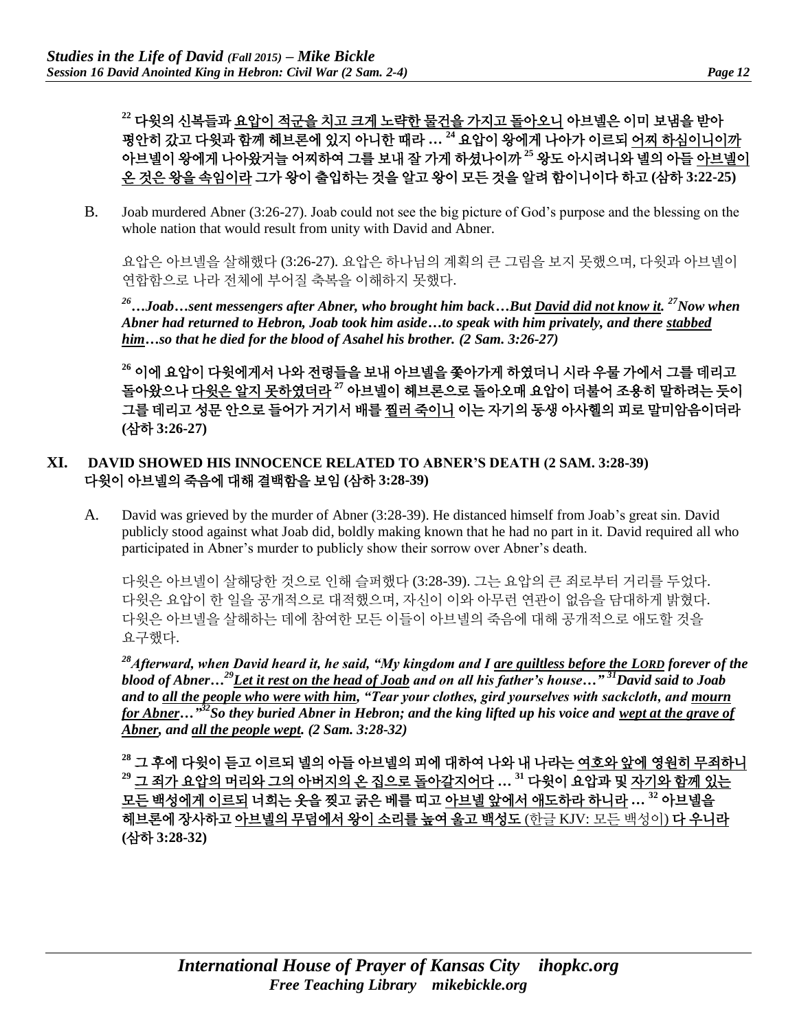**[22] 다윗의 신복들과 요압이 적군을 치고 크게 노략한 물건을 가지고 돌아오니 아브넬은 이미 보냄을 받아 평안히 갔고 다윗과 함께 헤브론에 있지 아니한 때라 … [24] 요압이 왕에게 나아가 이르되 어찌 하심이니이까 아브넬이 왕에게 나아왔거늘 어찌하여 그를 보내 잘 가게 하셨나이까 [25] 왕도 아시려니와 넬의 아들 아브넬이 온 것은 왕을 속임이라 그가 왕이 출입하는 것을 알고 왕이 모든 것을 알려 함이니이다 하고 (삼하 3:22-25)**

B. Joab murdered Abner (3:26-27). Joab could not see the big picture of God's purpose and the blessing on the whole nation that would result from unity with David and Abner.

요압은 아브넬을 살해했다 (3:26-27). 요압은 하나님의 계획의 큰 그림을 보지 못했으며, 다윗과 아브넬이 연합함으로 나라 전체에 부어질 축복을 이해하지 못했다.

***[26]…Joab…sent messengers after Abner, who brought him back…But David did not know it. [27]Now when Abner had returned to Hebron, Joab took him aside…to speak with him privately, and there stabbed him…so that he died for the blood of Asahel his brother. (2 Sam. 3:26-27)***

**[26] 이에 요압이 다윗에게서 나와 전령들을 보내 아브넬을 쫓아가게 하였더니 시라 우물 가에서 그를 데리고 돌아왔으나 다윗은 알지 못하였더라 [27] 아브넬이 헤브론으로 돌아오매 요압이 더불어 조용히 말하려는 듯이 그를 데리고 성문 안으로 들어가 거기서 배를 찔러 죽이니 이는 자기의 동생 아사헬의 피로 말미암음이더라 (삼하 3:26-27)**

## XI. DAVID SHOWED HIS INNOCENCE RELATED TO ABNER'S DEATH (2 SAM. 3:28-39) 다윗이 아브넬의 죽음에 대해 결백함을 보임 (삼하 3:28-39)

A. David was grieved by the murder of Abner (3:28-39). He distanced himself from Joab's great sin. David publicly stood against what Joab did, boldly making known that he had no part in it. David required all who participated in Abner's murder to publicly show their sorrow over Abner's death.

다윗은 아브넬이 살해당한 것으로 인해 슬퍼했다 (3:28-39). 그는 요압의 큰 죄로부터 거리를 두었다. 다윗은 요압이 한 일을 공개적으로 대적했으며, 자신이 이와 아무런 연관이 없음을 담대하게 밝혔다. 다윗은 아브넬을 살해하는 데에 참여한 모든 이들이 아브넬의 죽음에 대해 공개적으로 애도할 것을 요구했다.

***[28]Afterward, when David heard it, he said, "My kingdom and I are guiltless before the LORD forever of the blood of Abner…[29]Let it rest on the head of Joab and on all his father's house…" [31]David said to Joab and to all the people who were with him, "Tear your clothes, gird yourselves with sackcloth, and mourn for Abner…" [32]So they buried Abner in Hebron; and the king lifted up his voice and wept at the grave of Abner, and all the people wept. (2 Sam. 3:28-32)***

**[28] 그 후에 다윗이 듣고 이르되 넬의 아들 아브넬의 피에 대하여 나와 내 나라는 여호와 앞에 영원히 무죄하니 [29] 그 죄가 요압의 머리와 그의 아버지의 온 집으로 돌아갈지어다 … [31] 다윗이 요압과 및 자기와 함께 있는 모든 백성에게 이르되 너희는 옷을 찢고 굵은 베를 띠고 아브넬 앞에서 애도하라 하니라 … [32] 아브넬을 헤브론에 장사하고 아브넬의 무덤에서 왕이 소리를 높여 울고 백성도** (한글 KJV: 모든 백성이) **다 우니라 (삼하 3:28-32)**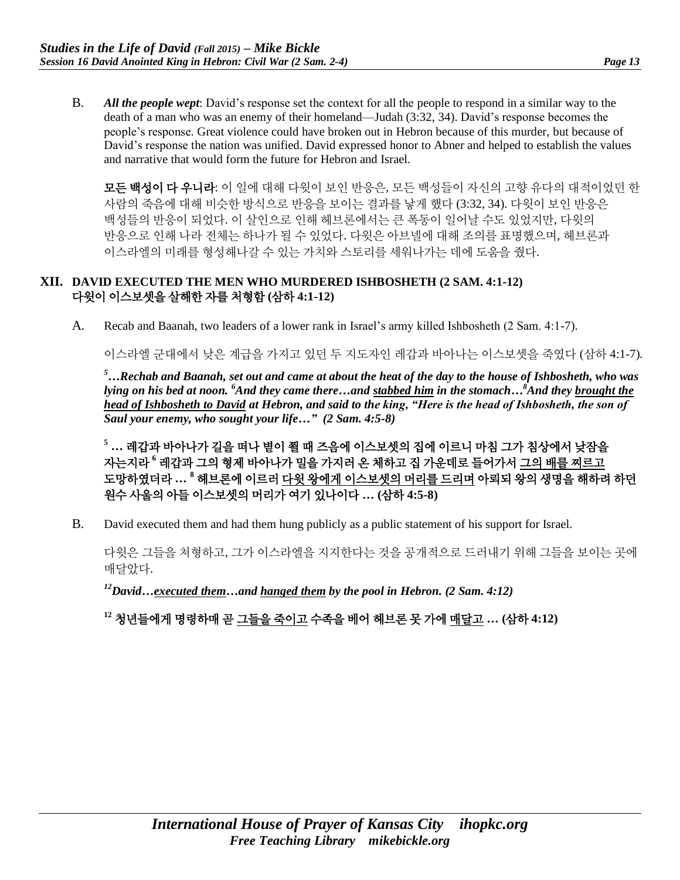B. ***All the people wept***: David's response set the context for all the people to respond in a similar way to the death of a man who was an enemy of their homeland—Judah (3:32, 34). David's response becomes the people's response. Great violence could have broken out in Hebron because of this murder, but because of David's response the nation was unified. David expressed honor to Abner and helped to establish the values and narrative that would form the future for Hebron and Israel.

**모든 백성이 다 우니라**: 이 일에 대해 다윗이 보인 반응은, 모든 백성들이 자신의 고향 유다의 대적이었던 한 사람의 죽음에 대해 비슷한 방식으로 반응을 보이는 결과를 낳게 했다 (3:32, 34). 다윗이 보인 반응은 백성들의 반응이 되었다. 이 살인으로 인해 헤브론에서는 큰 폭동이 일어날 수도 있었지만, 다윗의 반응으로 인해 나라 전체는 하나가 될 수 있었다. 다윗은 아브넬에 대해 조의를 표명했으며, 헤브론과 이스라엘의 미래를 형성해나갈 수 있는 가치와 스토리를 세워나가는 데에 도움을 줬다.

## XII. DAVID EXECUTED THE MEN WHO MURDERED ISHBOSHETH (2 SAM. 4:1-12)
## 다윗이 이스보셋을 살해한 자를 처형함 (삼하 4:1-12)

A. Recab and Baanah, two leaders of a lower rank in Israel's army killed Ishbosheth (2 Sam. 4:1-7).

이스라엘 군대에서 낮은 계급을 가지고 있던 두 지도자인 레갑과 바아나는 이스보셋을 죽였다 (삼하 4:1-7).

***[5]…Rechab and Baanah, set out and came at about the heat of the day to the house of Ishbosheth, who was lying on his bed at noon. [6]And they came there…and <u>stabbed him</u> in the stomach…[8]And they <u>brought the head of Ishbosheth to David</u> at Hebron, and said to the king, "Here is the head of Ishbosheth, the son of Saul your enemy, who sought your life…" (2 Sam. 4:5-8)***

**[5] … 레갑과 바아나가 길을 떠나 볕이 쬘 때 즈음에 이스보셋의 집에 이르니 마침 그가 침상에서 낮잠을 자는지라 [6] 레갑과 그의 형제 바아나가 밀을 가지러 온 체하고 집 가운데로 들어가서 <u>그의 배를 찌르고</u> 도망하였더라 … [8] 헤브론에 이르러 <u>다윗 왕에게 이스보셋의 머리를 드리며</u> 아뢰되 왕의 생명을 해하려 하던 원수 사울의 아들 이스보셋의 머리가 여기 있나이다 … (삼하 4:5-8)**

B. David executed them and had them hung publicly as a public statement of his support for Israel.

다윗은 그들을 처형하고, 그가 이스라엘을 지지한다는 것을 공개적으로 드러내기 위해 그들을 보이는 곳에 매달았다.

***[12]David…<u>executed them</u>…and <u>hanged them</u> by the pool in Hebron. (2 Sam. 4:12)***

**[12] 청년들에게 명령하매 곧 <u>그들을 죽이고</u> 수족을 베어 헤브론 못 가에 <u>매달고</u> … (삼하 4:12)**